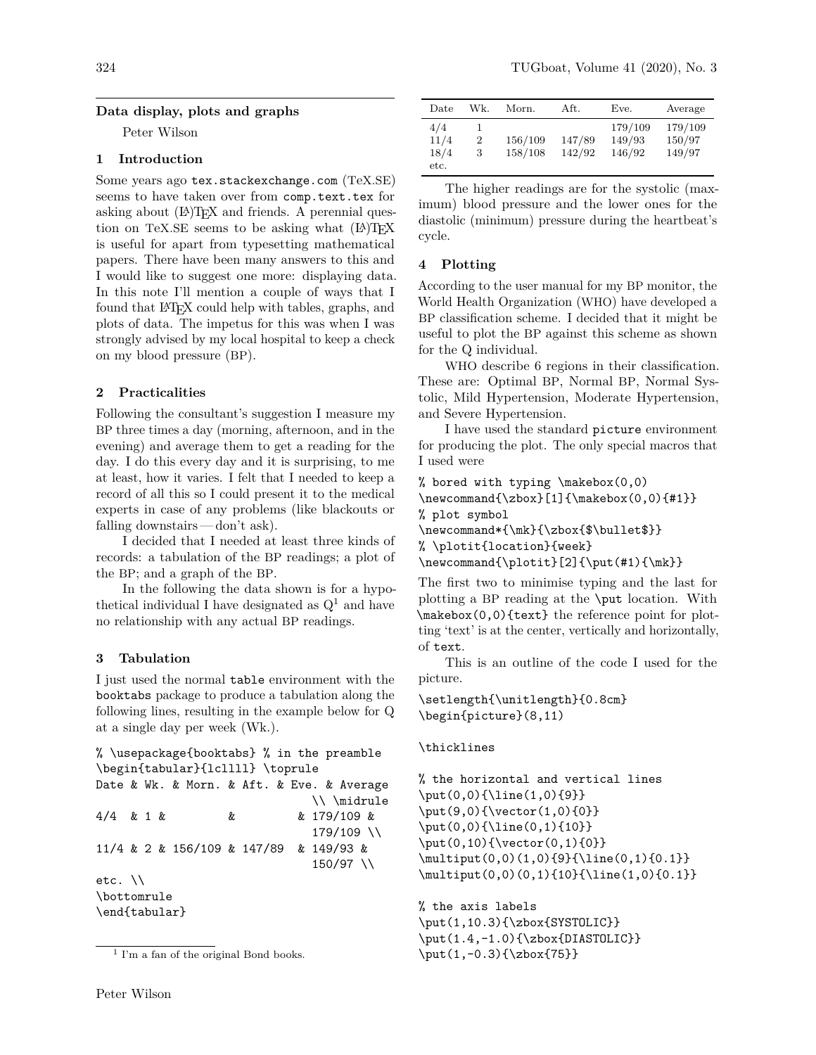## Data display, plots and graphs

Peter Wilson

### 1 Introduction

Some years ago `tex.stackexchange.com` (TeX.SE) seems to have taken over from `comp.text.tex` for asking about (LA)TEX and friends. A perennial question on TeX.SE seems to be asking what (LA)TEX is useful for apart from typesetting mathematical papers. There have been many answers to this and I would like to suggest one more: displaying data. In this note I'll mention a couple of ways that I found that LATEX could help with tables, graphs, and plots of data. The impetus for this was when I was strongly advised by my local hospital to keep a check on my blood pressure (BP).

### 2 Practicalities

Following the consultant's suggestion I measure my BP three times a day (morning, afternoon, and in the evening) and average them to get a reading for the day. I do this every day and it is surprising, to me at least, how it varies. I felt that I needed to keep a record of all this so I could present it to the medical experts in case of any problems (like blackouts or falling downstairs — don't ask).

I decided that I needed at least three kinds of records: a tabulation of the BP readings; a plot of the BP; and a graph of the BP.

In the following the data shown is for a hypothetical individual I have designated as Q[1] and have no relationship with any actual BP readings.

### 3 Tabulation

I just used the normal `table` environment with the `booktabs` package to produce a tabulation along the following lines, resulting in the example below for Q at a single day per week (Wk.).

```
% \usepackage{booktabs} % in the preamble
\begin{tabular}{lcllll} \toprule
Date & Wk. & Morn. & Aft. & Eve. & Average
                                \\ \midrule
4/4  & 1 &         &        & 179/109 &
                                179/109 \\
11/4 & 2 & 156/109 & 147/89  & 149/93 &
                                150/97 \\
etc. \\
\bottomrule
\end{tabular}
```

[1] I'm a fan of the original Bond books.

| Date | Wk. | Morn. | Aft. | Eve. | Average |
|---|---|---|---|---|---|
| 4/4 | 1 | | | 179/109 | 179/109 |
| 11/4 | 2 | 156/109 | 147/89 | 149/93 | 150/97 |
| 18/4 | 3 | 158/108 | 142/92 | 146/92 | 149/97 |
| etc. | | | | | |

The higher readings are for the systolic (maximum) blood pressure and the lower ones for the diastolic (minimum) pressure during the heartbeat's cycle.

### 4 Plotting

According to the user manual for my BP monitor, the World Health Organization (WHO) have developed a BP classification scheme. I decided that it might be useful to plot the BP against this scheme as shown for the Q individual.

WHO describe 6 regions in their classification. These are: Optimal BP, Normal BP, Normal Systolic, Mild Hypertension, Moderate Hypertension, and Severe Hypertension.

I have used the standard `picture` environment for producing the plot. The only special macros that I used were

```
% bored with typing \makebox(0,0)
\newcommand{\zbox}[1]{\makebox(0,0){#1}}
% plot symbol
\newcommand*{\mk}{\zbox{$\bullet$}}
% \plotit{location}{week}
\newcommand{\plotit}[2]{\put(#1){\mk}}
```

The first two to minimise typing and the last for plotting a BP reading at the `\put` location. With `\makebox(0,0){text}` the reference point for plotting 'text' is at the center, vertically and horizontally, of `text`.

This is an outline of the code I used for the picture.

```
\setlength{\unitlength}{0.8cm}
\begin{picture}(8,11)

\thicklines

% the horizontal and vertical lines
\put(0,0){\line(1,0){9}}
\put(9,0){\vector(1,0){0}}
\put(0,0){\line(0,1){10}}
\put(0,10){\vector(0,1){0}}
\multiput(0,0)(1,0){9}{\line(0,1){0.1}}
\multiput(0,0)(0,1){10}{\line(1,0){0.1}}

% the axis labels
\put(1,10.3){\zbox{SYSTOLIC}}
\put(1.4,-1.0){\zbox{DIASTOLIC}}
\put(1,-0.3){\zbox{75}}
```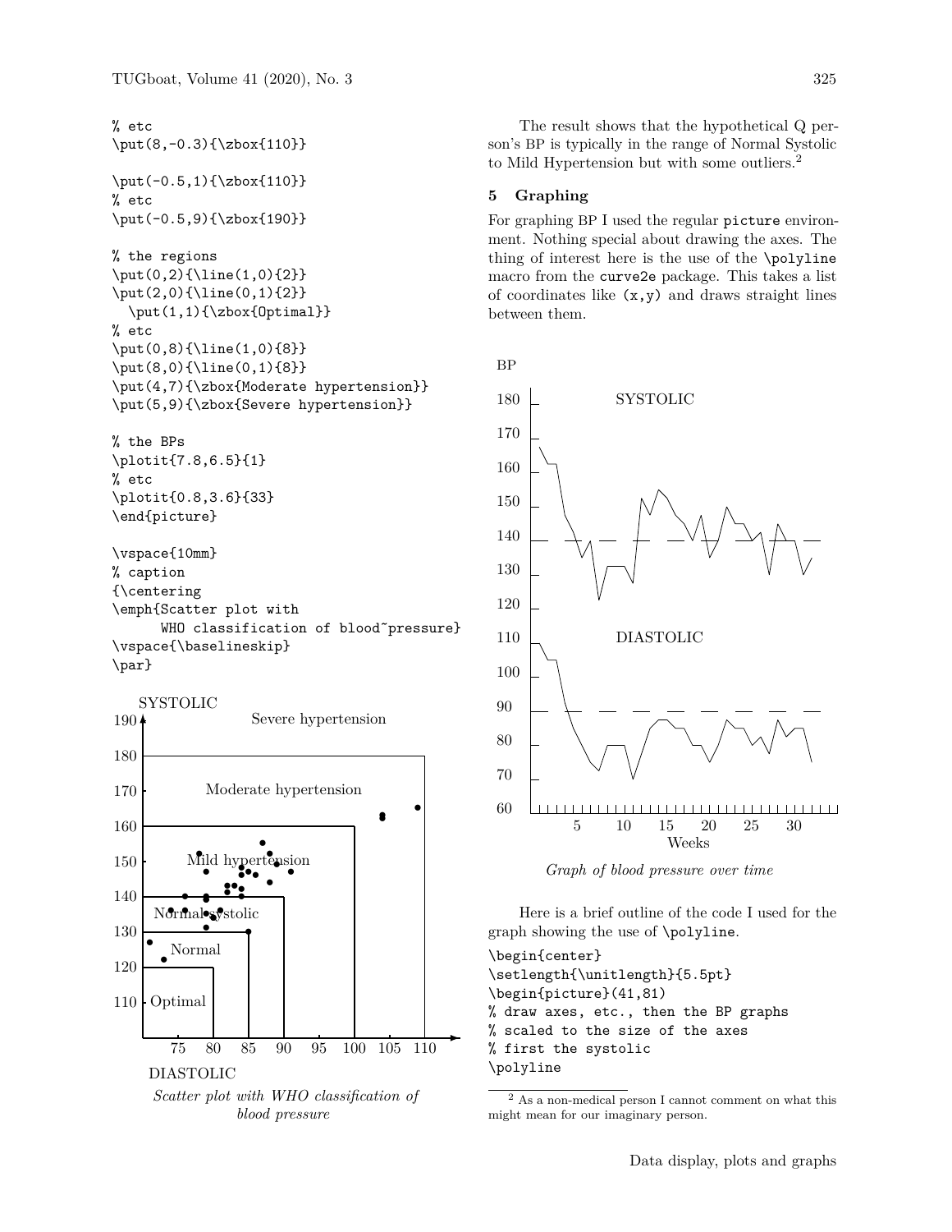```
% etc
\put(8,-0.3){\zbox{110}}

\put(-0.5,1){\zbox{110}}
% etc
\put(-0.5,9){\zbox{190}}

% the regions
\put(0,2){\line(1,0){2}}
\put(2,0){\line(0,1){2}}
  \put(1,1){\zbox{Optimal}}
% etc
\put(0,8){\line(1,0){8}}
\put(8,0){\line(0,1){8}}
\put(4,7){\zbox{Moderate hypertension}}
\put(5,9){\zbox{Severe hypertension}}

% the BPs
\plotit{7.8,6.5}{1}
% etc
\plotit{0.8,3.6}{33}
\end{picture}

\vspace{10mm}
% caption
{\centering
\emph{Scatter plot with
      WHO classification of blood~pressure}
\vspace{\baselineskip}
\par}
```

*Scatter plot with WHO classification of blood pressure*

The result shows that the hypothetical Q person's BP is typically in the range of Normal Systolic to Mild Hypertension but with some outliers.[2]

## 5 Graphing

For graphing BP I used the regular `picture` environment. Nothing special about drawing the axes. The thing of interest here is the use of the `\polyline` macro from the `curve2e` package. This takes a list of coordinates like `(x,y)` and draws straight lines between them.

*Graph of blood pressure over time*

Here is a brief outline of the code I used for the graph showing the use of `\polyline`.

```
\begin{center}
\setlength{\unitlength}{5.5pt}
\begin{picture}(41,81)
% draw axes, etc., then the BP graphs
% scaled to the size of the axes
% first the systolic
\polyline
```

[2] As a non-medical person I cannot comment on what this might mean for our imaginary person.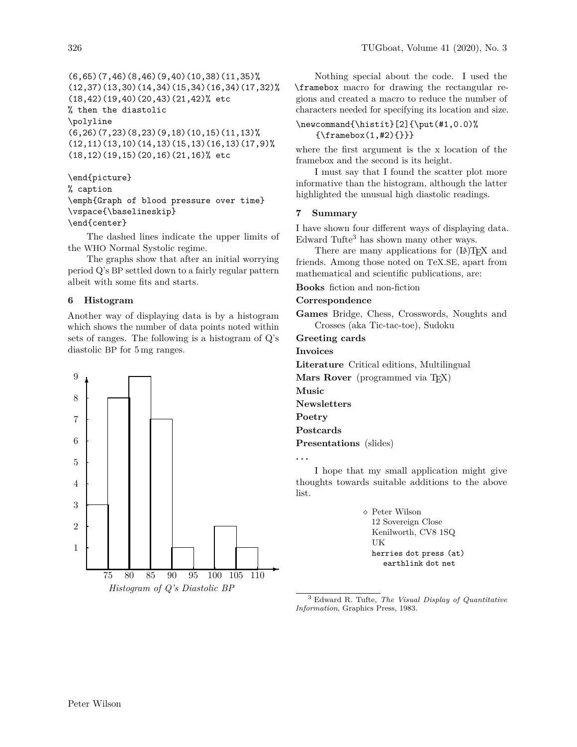```
(6,65)(7,46)(8,46)(9,40)(10,38)(11,35)%
(12,37)(13,30)(14,34)(15,34)(16,34)(17,32)%
(18,42)(19,40)(20,43)(21,42)% etc
% then the diastolic
\polyline
(6,26)(7,23)(8,23)(9,18)(10,15)(11,13)%
(12,11)(13,10)(14,13)(15,13)(16,13)(17,9)%
(18,12)(19,15)(20,16)(21,16)% etc

\end{picture}
% caption
\emph{Graph of blood pressure over time}
\vspace{\baselineskip}
\end{center}
```

The dashed lines indicate the upper limits of the WHO Normal Systolic regime.

The graphs show that after an initial worrying period Q's BP settled down to a fairly regular pattern albeit with some fits and starts.

## 6 Histogram

Another way of displaying data is by a histogram which shows the number of data points noted within sets of ranges. The following is a histogram of Q's diastolic BP for 5 mg ranges.

9
8
7
6
5
4
3
2
1

75 80 85 90 95 100 105 110

*Histogram of Q's Diastolic BP*

Nothing special about the code. I used the `\framebox` macro for drawing the rectangular regions and created a macro to reduce the number of characters needed for specifying its location and size.

```
\newcommand{\histit}[2]{\put(#1,0.0)%
    {\framebox(1,#2){}}}
```

where the first argument is the x location of the framebox and the second is its height.

I must say that I found the scatter plot more informative than the histogram, although the latter highlighted the unusual high diastolic readings.

## 7 Summary

I have shown four different ways of displaying data. Edward Tufte[3] has shown many other ways.

There are many applications for (LA)TEX and friends. Among those noted on TeX.SE, apart from mathematical and scientific publications, are:

**Books** fiction and non-fiction

**Correspondence**

**Games** Bridge, Chess, Crosswords, Noughts and Crosses (aka Tic-tac-toe), Sudoku

**Greeting cards**

**Invoices**

**Literature** Critical editions, Multilingual

**Mars Rover** (programmed via TEX)

**Music**

**Newsletters**

**Poetry**

**Postcards**

**Presentations** (slides)

**...**

I hope that my small application might give thoughts towards suitable additions to the above list.

◇ Peter Wilson
12 Sovereign Close
Kenilworth, CV8 1SQ
UK
`herries dot press (at) earthlink dot net`

[3] Edward R. Tufte, *The Visual Display of Quantitative Information*, Graphics Press, 1983.